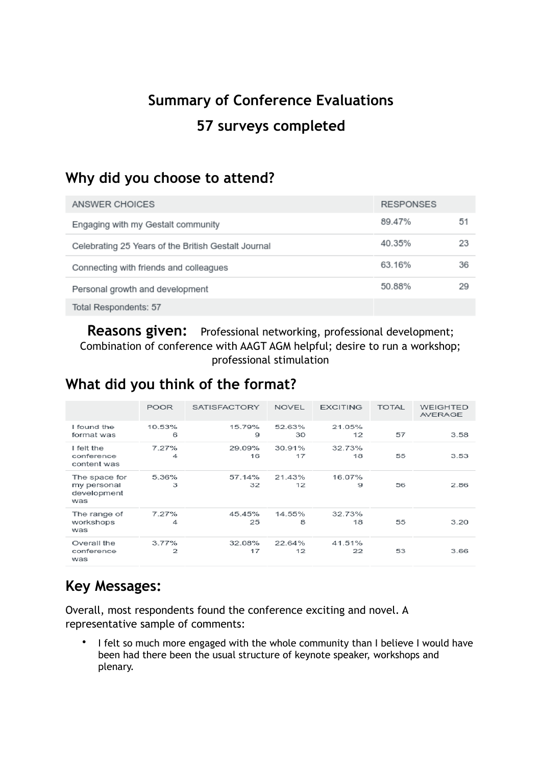# Summary of Conference Evaluations

## 57 surveys completed

## Why did you choose to attend?

| ANSWER CHOICES | RESPONSES | |
|---|---|---|
| Engaging with my Gestalt community | 89.47% | 51 |
| Celebrating 25 Years of the British Gestalt Journal | 40.35% | 23 |
| Connecting with friends and colleagues | 63.16% | 36 |
| Personal growth and development | 50.88% | 29 |
| Total Respondents: 57 | | |

**Reasons given:** Professional networking, professional development; Combination of conference with AAGT AGM helpful; desire to run a workshop; professional stimulation

## What did you think of the format?

| | POOR | SATISFACTORY | NOVEL | EXCITING | TOTAL | WEIGHTED AVERAGE |
|---|---|---|---|---|---|---|
| I found the format was | 10.53% 6 | 15.79% 9 | 52.63% 30 | 21.05% 12 | 57 | 3.58 |
| I felt the conference content was | 7.27% 4 | 29.09% 16 | 30.91% 17 | 32.73% 18 | 55 | 3.53 |
| The space for my personal development was | 5.36% 3 | 57.14% 32 | 21.43% 12 | 16.07% 9 | 56 | 2.86 |
| The range of workshops was | 7.27% 4 | 45.45% 25 | 14.55% 8 | 32.73% 18 | 55 | 3.20 |
| Overall the conference was | 3.77% 2 | 32.08% 17 | 22.64% 12 | 41.51% 22 | 53 | 3.66 |

## Key Messages:

Overall, most respondents found the conference exciting and novel. A representative sample of comments:

- I felt so much more engaged with the whole community than I believe I would have been had there been the usual structure of keynote speaker, workshops and plenary.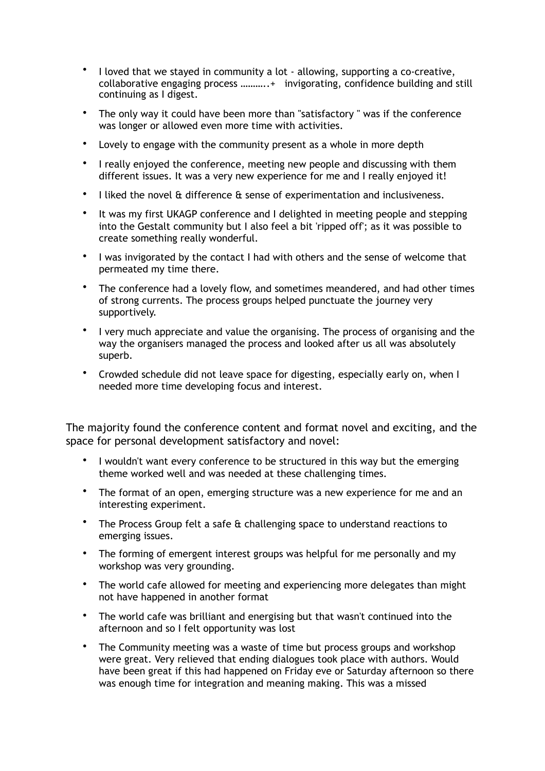- I loved that we stayed in community a lot - allowing, supporting a co-creative, collaborative engaging process ………..+ invigorating, confidence building and still continuing as I digest.
- The only way it could have been more than "satisfactory " was if the conference was longer or allowed even more time with activities.
- Lovely to engage with the community present as a whole in more depth
- I really enjoyed the conference, meeting new people and discussing with them different issues. It was a very new experience for me and I really enjoyed it!
- I liked the novel & difference & sense of experimentation and inclusiveness.
- It was my first UKAGP conference and I delighted in meeting people and stepping into the Gestalt community but I also feel a bit 'ripped off'; as it was possible to create something really wonderful.
- I was invigorated by the contact I had with others and the sense of welcome that permeated my time there.
- The conference had a lovely flow, and sometimes meandered, and had other times of strong currents. The process groups helped punctuate the journey very supportively.
- I very much appreciate and value the organising. The process of organising and the way the organisers managed the process and looked after us all was absolutely superb.
- Crowded schedule did not leave space for digesting, especially early on, when I needed more time developing focus and interest.

The majority found the conference content and format novel and exciting, and the space for personal development satisfactory and novel:

- I wouldn't want every conference to be structured in this way but the emerging theme worked well and was needed at these challenging times.
- The format of an open, emerging structure was a new experience for me and an interesting experiment.
- The Process Group felt a safe & challenging space to understand reactions to emerging issues.
- The forming of emergent interest groups was helpful for me personally and my workshop was very grounding.
- The world cafe allowed for meeting and experiencing more delegates than might not have happened in another format
- The world cafe was brilliant and energising but that wasn't continued into the afternoon and so I felt opportunity was lost
- The Community meeting was a waste of time but process groups and workshop were great. Very relieved that ending dialogues took place with authors. Would have been great if this had happened on Friday eve or Saturday afternoon so there was enough time for integration and meaning making. This was a missed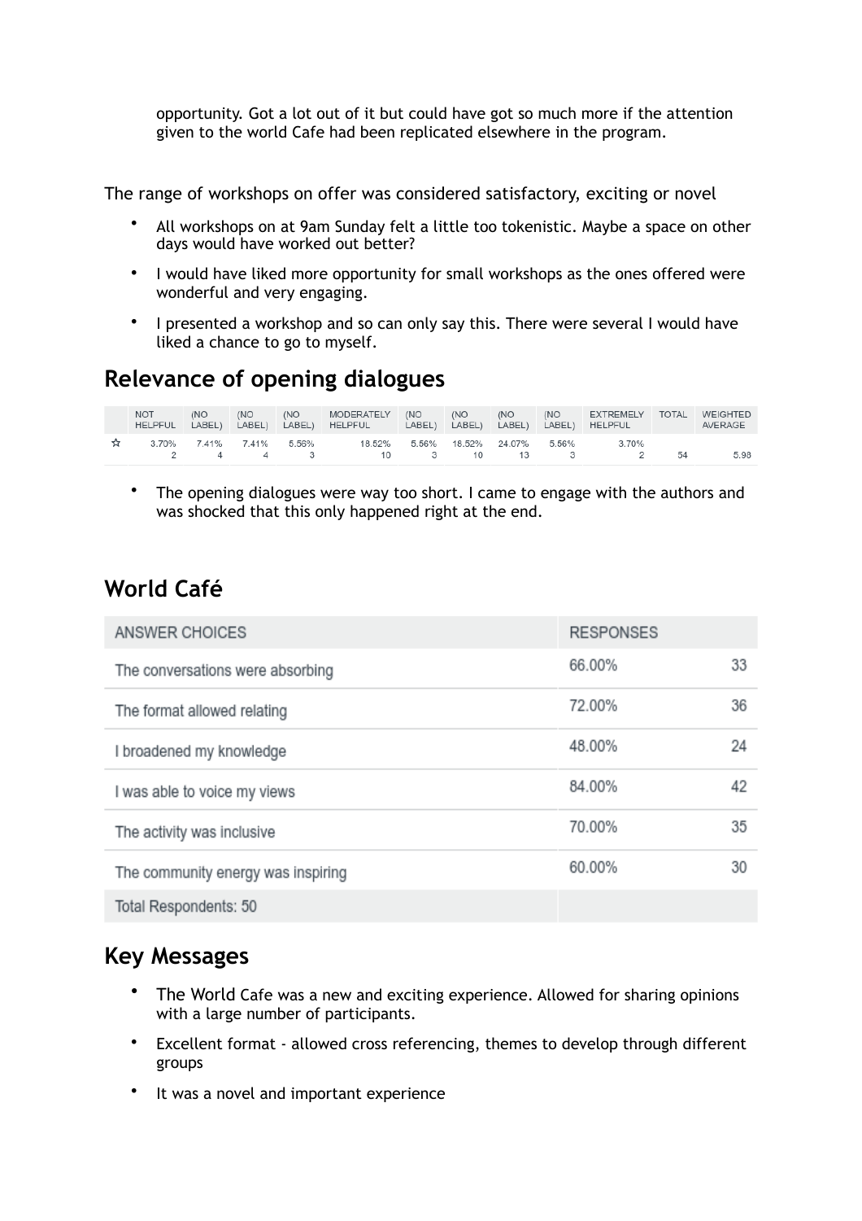opportunity. Got a lot out of it but could have got so much more if the attention given to the world Cafe had been replicated elsewhere in the program.

The range of workshops on offer was considered satisfactory, exciting or novel

- All workshops on at 9am Sunday felt a little too tokenistic. Maybe a space on other days would have worked out better?
- I would have liked more opportunity for small workshops as the ones offered were wonderful and very engaging.
- I presented a workshop and so can only say this. There were several I would have liked a chance to go to myself.

## Relevance of opening dialogues

| | NOT HELPFUL | (NO LABEL) | (NO LABEL) | (NO LABEL) | MODERATELY HELPFUL | (NO LABEL) | (NO LABEL) | (NO LABEL) | (NO LABEL) | EXTREMELY HELPFUL | TOTAL | WEIGHTED AVERAGE |
|---|---|---|---|---|---|---|---|---|---|---|---|---|
| ☆ | 3.70% 2 | 7.41% 4 | 7.41% 4 | 5.56% 3 | 18.52% 10 | 5.56% 3 | 18.52% 10 | 24.07% 13 | 5.56% 3 | 3.70% 2 | 54 | 5.98 |

- The opening dialogues were way too short. I came to engage with the authors and was shocked that this only happened right at the end.

## World Café

| ANSWER CHOICES | RESPONSES | |
|---|---|---|
| The conversations were absorbing | 66.00% | 33 |
| The format allowed relating | 72.00% | 36 |
| I broadened my knowledge | 48.00% | 24 |
| I was able to voice my views | 84.00% | 42 |
| The activity was inclusive | 70.00% | 35 |
| The community energy was inspiring | 60.00% | 30 |
| Total Respondents: 50 | | |

## Key Messages

- The World Cafe was a new and exciting experience. Allowed for sharing opinions with a large number of participants.
- Excellent format - allowed cross referencing, themes to develop through different groups
- It was a novel and important experience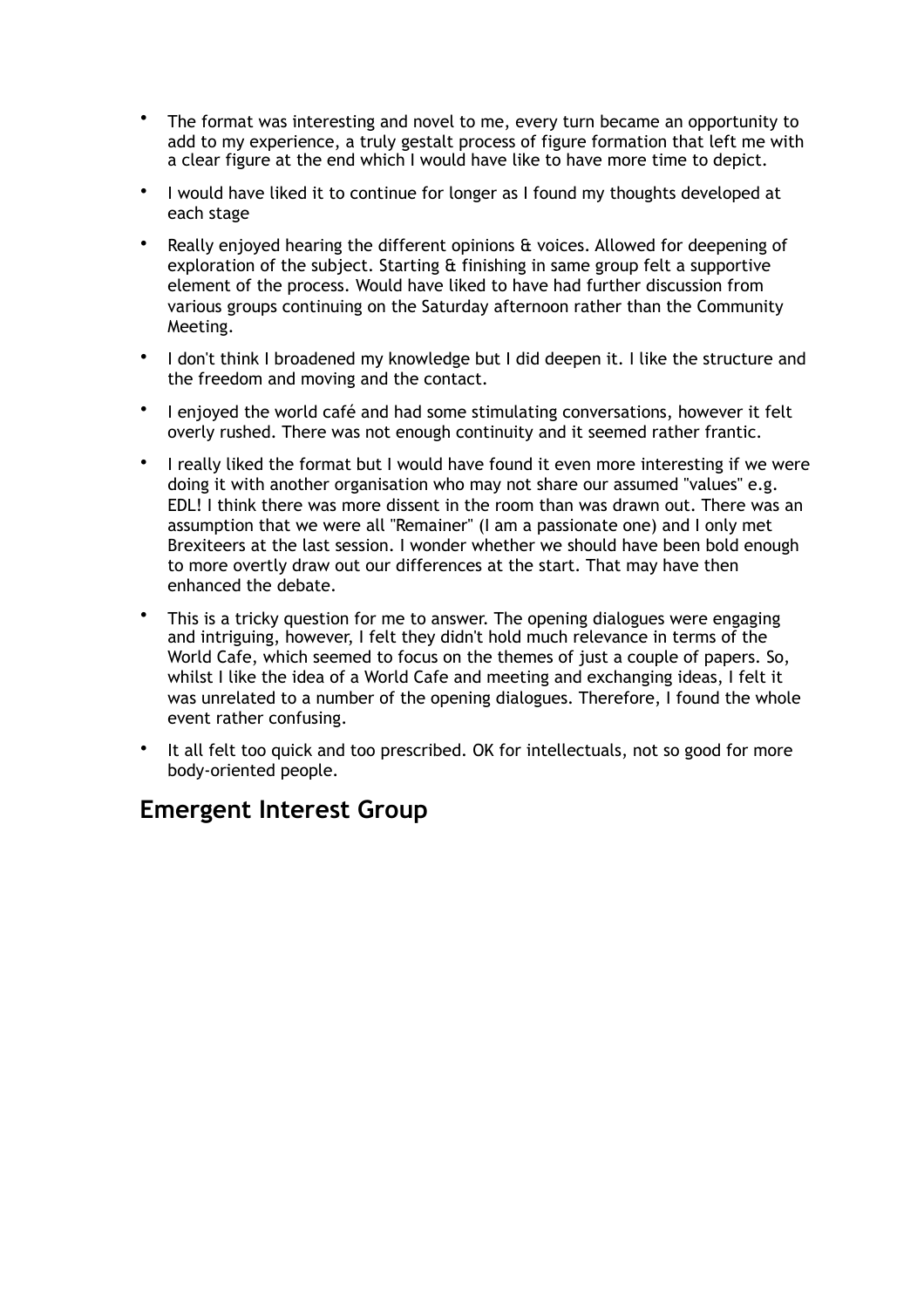- The format was interesting and novel to me, every turn became an opportunity to add to my experience, a truly gestalt process of figure formation that left me with a clear figure at the end which I would have like to have more time to depict.
- I would have liked it to continue for longer as I found my thoughts developed at each stage
- Really enjoyed hearing the different opinions & voices. Allowed for deepening of exploration of the subject. Starting & finishing in same group felt a supportive element of the process. Would have liked to have had further discussion from various groups continuing on the Saturday afternoon rather than the Community Meeting.
- I don't think I broadened my knowledge but I did deepen it. I like the structure and the freedom and moving and the contact.
- I enjoyed the world café and had some stimulating conversations, however it felt overly rushed. There was not enough continuity and it seemed rather frantic.
- I really liked the format but I would have found it even more interesting if we were doing it with another organisation who may not share our assumed "values" e.g. EDL! I think there was more dissent in the room than was drawn out. There was an assumption that we were all "Remainer" (I am a passionate one) and I only met Brexiteers at the last session. I wonder whether we should have been bold enough to more overtly draw out our differences at the start. That may have then enhanced the debate.
- This is a tricky question for me to answer. The opening dialogues were engaging and intriguing, however, I felt they didn't hold much relevance in terms of the World Cafe, which seemed to focus on the themes of just a couple of papers. So, whilst I like the idea of a World Cafe and meeting and exchanging ideas, I felt it was unrelated to a number of the opening dialogues. Therefore, I found the whole event rather confusing.
- It all felt too quick and too prescribed. OK for intellectuals, not so good for more body-oriented people.

## Emergent Interest Group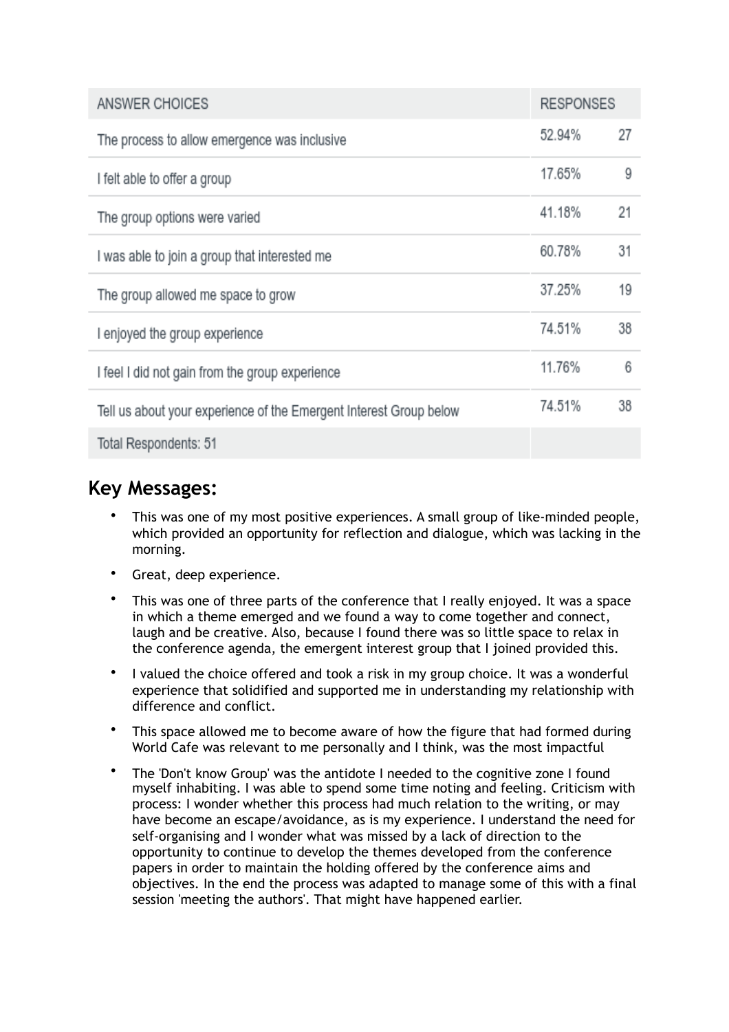| ANSWER CHOICES | RESPONSES | |
|---|---|---|
| The process to allow emergence was inclusive | 52.94% | 27 |
| I felt able to offer a group | 17.65% | 9 |
| The group options were varied | 41.18% | 21 |
| I was able to join a group that interested me | 60.78% | 31 |
| The group allowed me space to grow | 37.25% | 19 |
| I enjoyed the group experience | 74.51% | 38 |
| I feel I did not gain from the group experience | 11.76% | 6 |
| Tell us about your experience of the Emergent Interest Group below | 74.51% | 38 |
| Total Respondents: 51 | | |

## Key Messages:

- This was one of my most positive experiences. A small group of like-minded people, which provided an opportunity for reflection and dialogue, which was lacking in the morning.
- Great, deep experience.
- This was one of three parts of the conference that I really enjoyed. It was a space in which a theme emerged and we found a way to come together and connect, laugh and be creative. Also, because I found there was so little space to relax in the conference agenda, the emergent interest group that I joined provided this.
- I valued the choice offered and took a risk in my group choice. It was a wonderful experience that solidified and supported me in understanding my relationship with difference and conflict.
- This space allowed me to become aware of how the figure that had formed during World Cafe was relevant to me personally and I think, was the most impactful
- The 'Don't know Group' was the antidote I needed to the cognitive zone I found myself inhabiting. I was able to spend some time noting and feeling. Criticism with process: I wonder whether this process had much relation to the writing, or may have become an escape/avoidance, as is my experience. I understand the need for self-organising and I wonder what was missed by a lack of direction to the opportunity to continue to develop the themes developed from the conference papers in order to maintain the holding offered by the conference aims and objectives. In the end the process was adapted to manage some of this with a final session 'meeting the authors'. That might have happened earlier.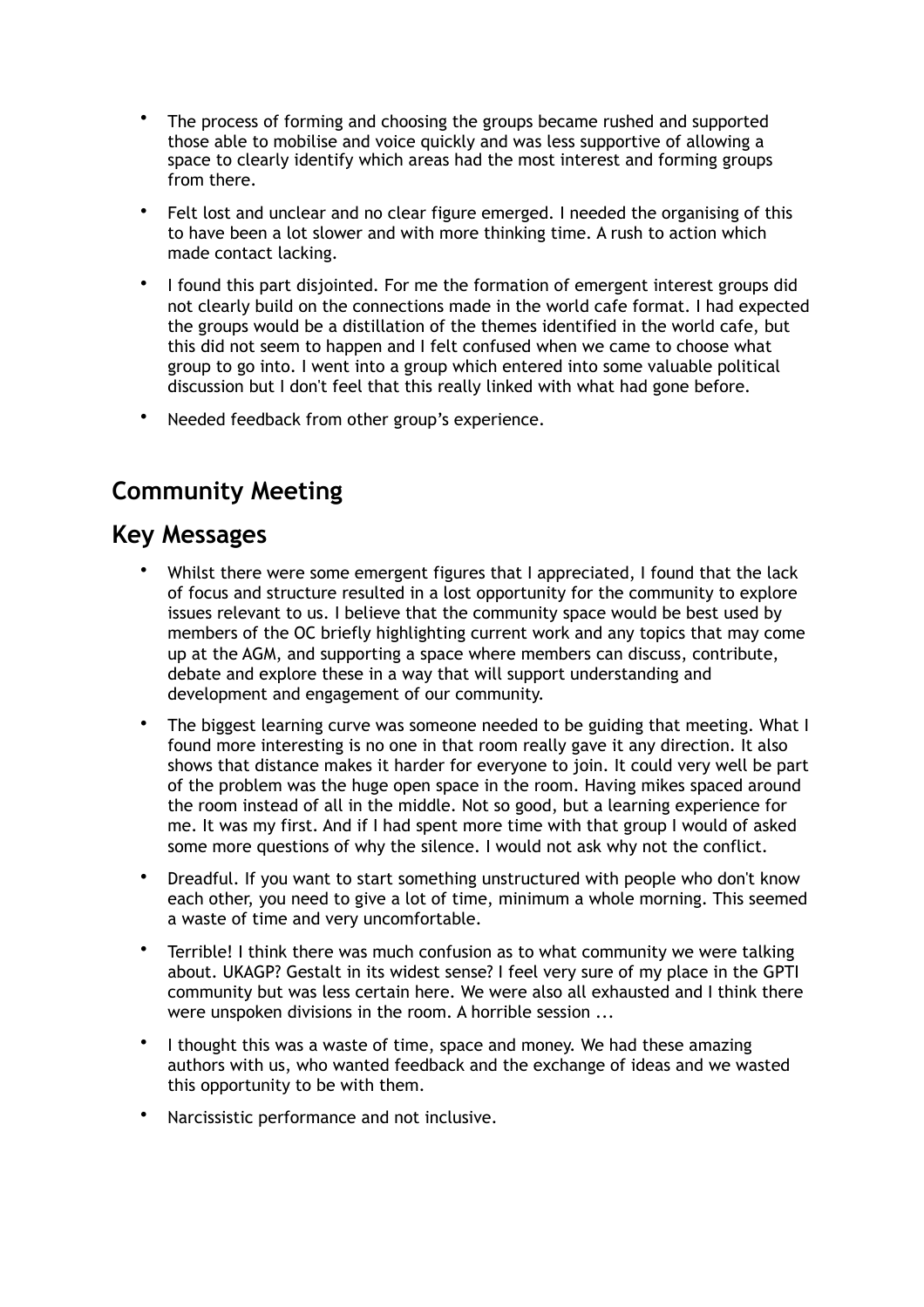- The process of forming and choosing the groups became rushed and supported those able to mobilise and voice quickly and was less supportive of allowing a space to clearly identify which areas had the most interest and forming groups from there.
- Felt lost and unclear and no clear figure emerged. I needed the organising of this to have been a lot slower and with more thinking time. A rush to action which made contact lacking.
- I found this part disjointed. For me the formation of emergent interest groups did not clearly build on the connections made in the world cafe format. I had expected the groups would be a distillation of the themes identified in the world cafe, but this did not seem to happen and I felt confused when we came to choose what group to go into. I went into a group which entered into some valuable political discussion but I don't feel that this really linked with what had gone before.
- Needed feedback from other group's experience.

## Community Meeting

## Key Messages

- Whilst there were some emergent figures that I appreciated, I found that the lack of focus and structure resulted in a lost opportunity for the community to explore issues relevant to us. I believe that the community space would be best used by members of the OC briefly highlighting current work and any topics that may come up at the AGM, and supporting a space where members can discuss, contribute, debate and explore these in a way that will support understanding and development and engagement of our community.
- The biggest learning curve was someone needed to be guiding that meeting. What I found more interesting is no one in that room really gave it any direction. It also shows that distance makes it harder for everyone to join. It could very well be part of the problem was the huge open space in the room. Having mikes spaced around the room instead of all in the middle. Not so good, but a learning experience for me. It was my first. And if I had spent more time with that group I would of asked some more questions of why the silence. I would not ask why not the conflict.
- Dreadful. If you want to start something unstructured with people who don't know each other, you need to give a lot of time, minimum a whole morning. This seemed a waste of time and very uncomfortable.
- Terrible! I think there was much confusion as to what community we were talking about. UKAGP? Gestalt in its widest sense? I feel very sure of my place in the GPTI community but was less certain here. We were also all exhausted and I think there were unspoken divisions in the room. A horrible session ...
- I thought this was a waste of time, space and money. We had these amazing authors with us, who wanted feedback and the exchange of ideas and we wasted this opportunity to be with them.
- Narcissistic performance and not inclusive.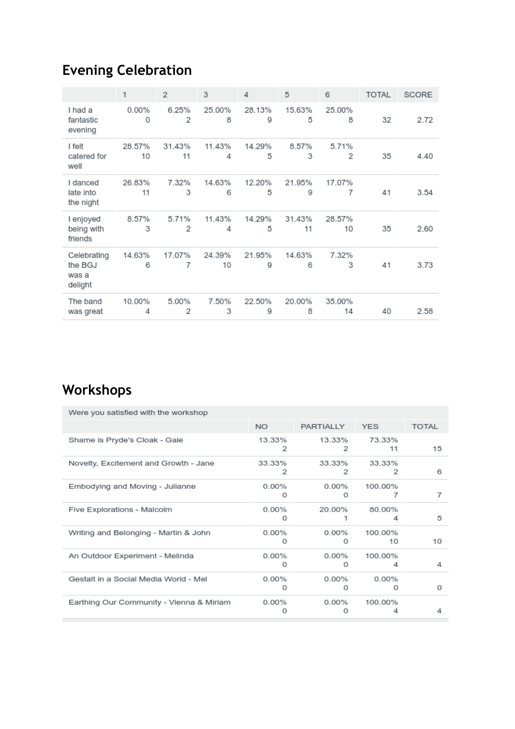## Evening Celebration

| | 1 | 2 | 3 | 4 | 5 | 6 | TOTAL | SCORE |
|---|---|---|---|---|---|---|---|---|
| I had a fantastic evening | 0.00% 0 | 6.25% 2 | 25.00% 8 | 28.13% 9 | 15.63% 5 | 25.00% 8 | 32 | 2.72 |
| I felt catered for well | 28.57% 10 | 31.43% 11 | 11.43% 4 | 14.29% 5 | 8.57% 3 | 5.71% 2 | 35 | 4.40 |
| I danced late into the night | 26.83% 11 | 7.32% 3 | 14.63% 6 | 12.20% 5 | 21.95% 9 | 17.07% 7 | 41 | 3.54 |
| I enjoyed being with friends | 8.57% 3 | 5.71% 2 | 11.43% 4 | 14.29% 5 | 31.43% 11 | 28.57% 10 | 35 | 2.60 |
| Celebrating the BGJ was a delight | 14.63% 6 | 17.07% 7 | 24.39% 10 | 21.95% 9 | 14.63% 6 | 7.32% 3 | 41 | 3.73 |
| The band was great | 10.00% 4 | 5.00% 2 | 7.50% 3 | 22.50% 9 | 20.00% 8 | 35.00% 14 | 40 | 2.58 |

## Workshops

| Were you satisfied with the workshop | | | | |
|---|---|---|---|---|
| | NO | PARTIALLY | YES | TOTAL |
| Shame is Pryde's Cloak - Gaie | 13.33% 2 | 13.33% 2 | 73.33% 11 | 15 |
| Novelty, Excitement and Growth - Jane | 33.33% 2 | 33.33% 2 | 33.33% 2 | 6 |
| Embodying and Moving - Julianne | 0.00% 0 | 0.00% 0 | 100.00% 7 | 7 |
| Five Explorations - Malcolm | 0.00% 0 | 20.00% 1 | 80.00% 4 | 5 |
| Writing and Belonging - Martin & John | 0.00% 0 | 0.00% 0 | 100.00% 10 | 10 |
| An Outdoor Experiment - Melinda | 0.00% 0 | 0.00% 0 | 100.00% 4 | 4 |
| Gestalt in a Social Media World - Mel | 0.00% 0 | 0.00% 0 | 0.00% 0 | 0 |
| Earthing Our Community - Vienna & Miriam | 0.00% 0 | 0.00% 0 | 100.00% 4 | 4 |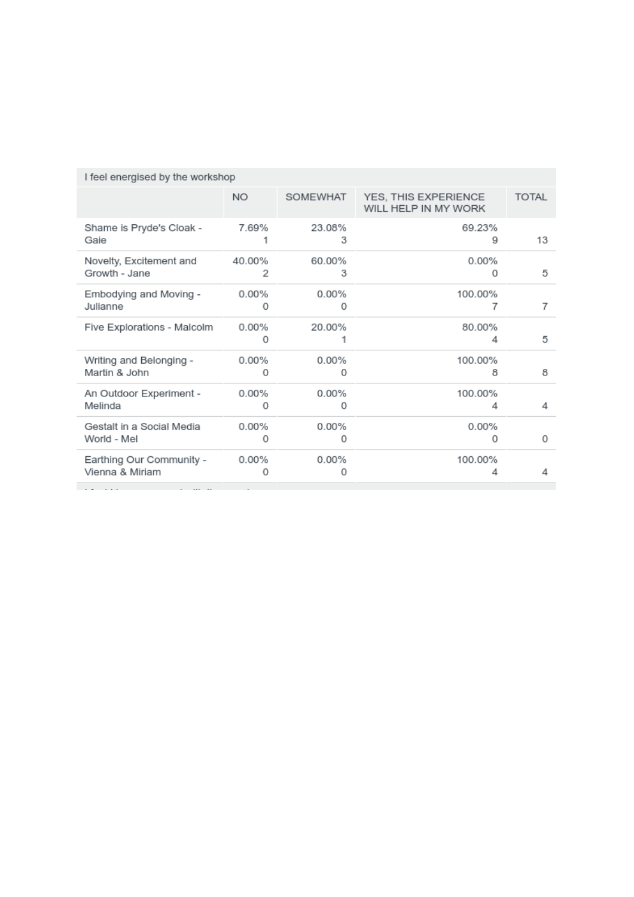| I feel energised by the workshop | | | | |
|---|---|---|---|---|
| | NO | SOMEWHAT | YES, THIS EXPERIENCE WILL HELP IN MY WORK | TOTAL |
| Shame is Pryde's Cloak - Gaie | 7.69%<br>1 | 23.08%<br>3 | 69.23%<br>9 | 13 |
| Novelty, Excitement and Growth - Jane | 40.00%<br>2 | 60.00%<br>3 | 0.00%<br>0 | 5 |
| Embodying and Moving - Julianne | 0.00%<br>0 | 0.00%<br>0 | 100.00%<br>7 | 7 |
| Five Explorations - Malcolm | 0.00%<br>0 | 20.00%<br>1 | 80.00%<br>4 | 5 |
| Writing and Belonging - Martin & John | 0.00%<br>0 | 0.00%<br>0 | 100.00%<br>8 | 8 |
| An Outdoor Experiment - Melinda | 0.00%<br>0 | 0.00%<br>0 | 100.00%<br>4 | 4 |
| Gestalt in a Social Media World - Mel | 0.00%<br>0 | 0.00%<br>0 | 0.00%<br>0 | 0 |
| Earthing Our Community - Vienna & Miriam | 0.00%<br>0 | 0.00%<br>0 | 100.00%<br>4 | 4 |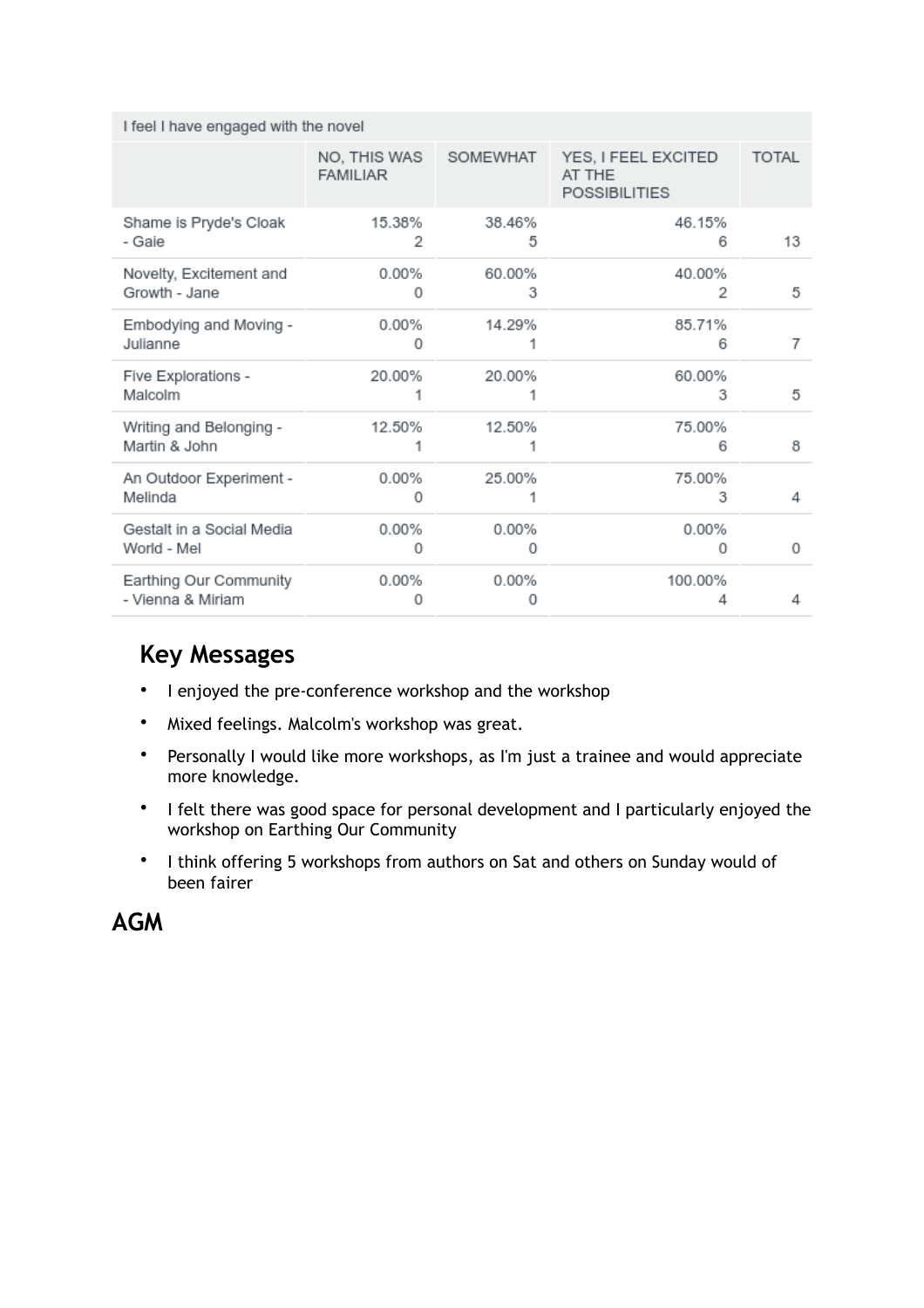| I feel I have engaged with the novel | | | | |
|---|---|---|---|---|
| | NO, THIS WAS FAMILIAR | SOMEWHAT | YES, I FEEL EXCITED AT THE POSSIBILITIES | TOTAL |
| Shame is Pryde's Cloak - Gaie | 15.38% 2 | 38.46% 5 | 46.15% 6 | 13 |
| Novelty, Excitement and Growth - Jane | 0.00% 0 | 60.00% 3 | 40.00% 2 | 5 |
| Embodying and Moving - Julianne | 0.00% 0 | 14.29% 1 | 85.71% 6 | 7 |
| Five Explorations - Malcolm | 20.00% 1 | 20.00% 1 | 60.00% 3 | 5 |
| Writing and Belonging - Martin & John | 12.50% 1 | 12.50% 1 | 75.00% 6 | 8 |
| An Outdoor Experiment - Melinda | 0.00% 0 | 25.00% 1 | 75.00% 3 | 4 |
| Gestalt in a Social Media World - Mel | 0.00% 0 | 0.00% 0 | 0.00% 0 | 0 |
| Earthing Our Community - Vienna & Miriam | 0.00% 0 | 0.00% 0 | 100.00% 4 | 4 |

## Key Messages

- I enjoyed the pre-conference workshop and the workshop
- Mixed feelings. Malcolm's workshop was great.
- Personally I would like more workshops, as I'm just a trainee and would appreciate more knowledge.
- I felt there was good space for personal development and I particularly enjoyed the workshop on Earthing Our Community
- I think offering 5 workshops from authors on Sat and others on Sunday would of been fairer

## AGM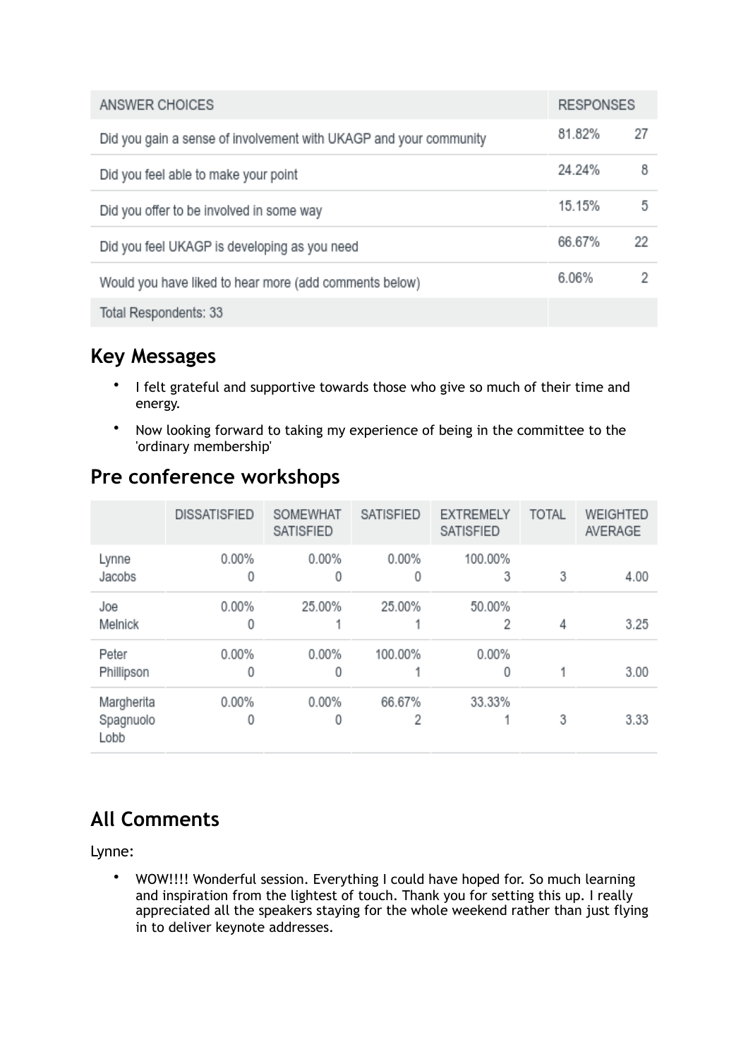| ANSWER CHOICES | RESPONSES | |
|---|---|---|
| Did you gain a sense of involvement with UKAGP and your community | 81.82% | 27 |
| Did you feel able to make your point | 24.24% | 8 |
| Did you offer to be involved in some way | 15.15% | 5 |
| Did you feel UKAGP is developing as you need | 66.67% | 22 |
| Would you have liked to hear more (add comments below) | 6.06% | 2 |
| Total Respondents: 33 | | |

## Key Messages

- I felt grateful and supportive towards those who give so much of their time and energy.
- Now looking forward to taking my experience of being in the committee to the 'ordinary membership'

## Pre conference workshops

| | DISSATISFIED | SOMEWHAT SATISFIED | SATISFIED | EXTREMELY SATISFIED | TOTAL | WEIGHTED AVERAGE |
|---|---|---|---|---|---|---|
| Lynne Jacobs | 0.00% 0 | 0.00% 0 | 0.00% 0 | 100.00% 3 | 3 | 4.00 |
| Joe Melnick | 0.00% 0 | 25.00% 1 | 25.00% 1 | 50.00% 2 | 4 | 3.25 |
| Peter Phillipson | 0.00% 0 | 0.00% 0 | 100.00% 1 | 0.00% 0 | 1 | 3.00 |
| Margherita Spagnuolo Lobb | 0.00% 0 | 0.00% 0 | 66.67% 2 | 33.33% 1 | 3 | 3.33 |

## All Comments

Lynne:

- WOW!!!! Wonderful session. Everything I could have hoped for. So much learning and inspiration from the lightest of touch. Thank you for setting this up. I really appreciated all the speakers staying for the whole weekend rather than just flying in to deliver keynote addresses.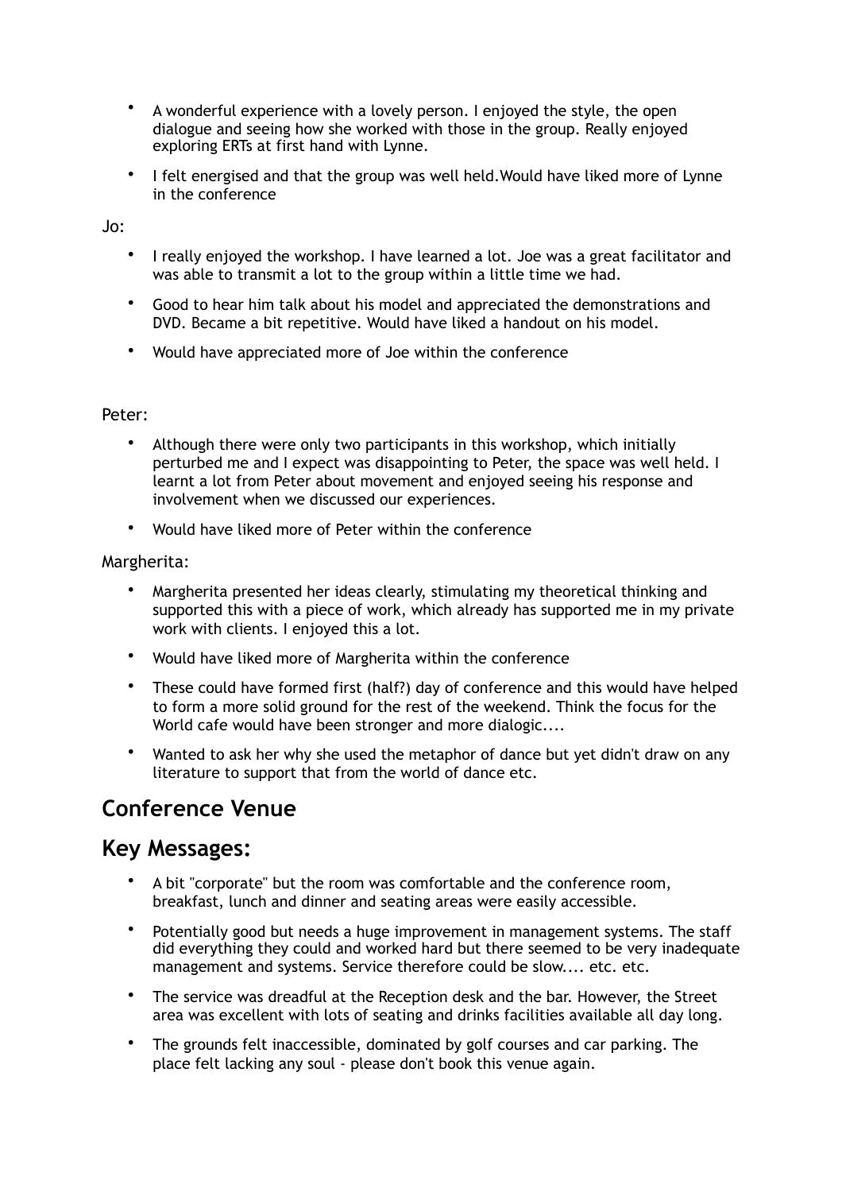- A wonderful experience with a lovely person. I enjoyed the style, the open dialogue and seeing how she worked with those in the group. Really enjoyed exploring ERTs at first hand with Lynne.
- I felt energised and that the group was well held.Would have liked more of Lynne in the conference

Jo:

- I really enjoyed the workshop. I have learned a lot. Joe was a great facilitator and was able to transmit a lot to the group within a little time we had.
- Good to hear him talk about his model and appreciated the demonstrations and DVD. Became a bit repetitive. Would have liked a handout on his model.
- Would have appreciated more of Joe within the conference

Peter:

- Although there were only two participants in this workshop, which initially perturbed me and I expect was disappointing to Peter, the space was well held. I learnt a lot from Peter about movement and enjoyed seeing his response and involvement when we discussed our experiences.
- Would have liked more of Peter within the conference

Margherita:

- Margherita presented her ideas clearly, stimulating my theoretical thinking and supported this with a piece of work, which already has supported me in my private work with clients. I enjoyed this a lot.
- Would have liked more of Margherita within the conference
- These could have formed first (half?) day of conference and this would have helped to form a more solid ground for the rest of the weekend. Think the focus for the World cafe would have been stronger and more dialogic....
- Wanted to ask her why she used the metaphor of dance but yet didn't draw on any literature to support that from the world of dance etc.

## Conference Venue

## Key Messages:

- A bit "corporate" but the room was comfortable and the conference room, breakfast, lunch and dinner and seating areas were easily accessible.
- Potentially good but needs a huge improvement in management systems. The staff did everything they could and worked hard but there seemed to be very inadequate management and systems. Service therefore could be slow.... etc. etc.
- The service was dreadful at the Reception desk and the bar. However, the Street area was excellent with lots of seating and drinks facilities available all day long.
- The grounds felt inaccessible, dominated by golf courses and car parking. The place felt lacking any soul - please don't book this venue again.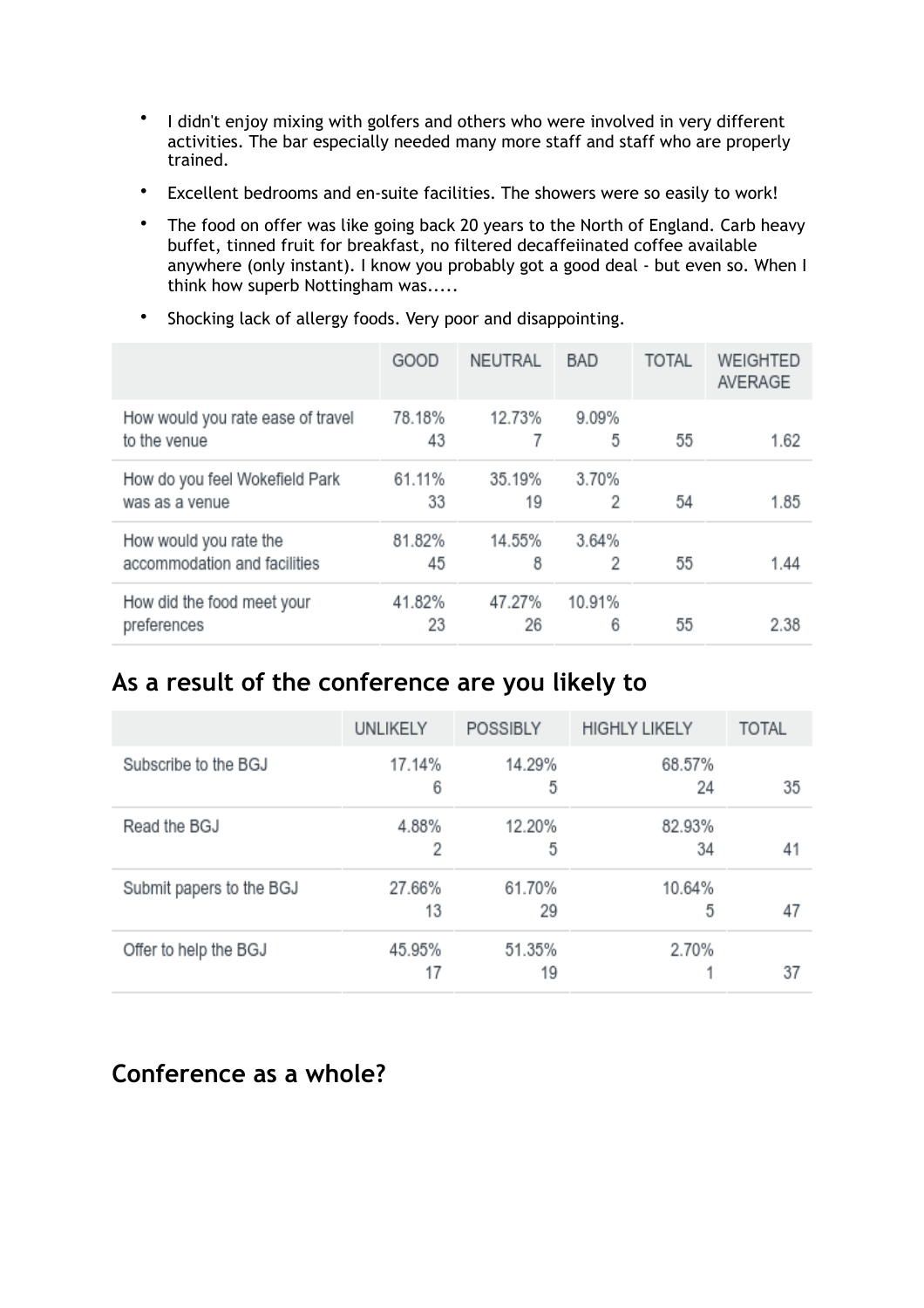- I didn't enjoy mixing with golfers and others who were involved in very different activities. The bar especially needed many more staff and staff who are properly trained.
- Excellent bedrooms and en-suite facilities. The showers were so easily to work!
- The food on offer was like going back 20 years to the North of England. Carb heavy buffet, tinned fruit for breakfast, no filtered decaffeiinated coffee available anywhere (only instant). I know you probably got a good deal - but even so. When I think how superb Nottingham was.....
- Shocking lack of allergy foods. Very poor and disappointing.

| | GOOD | NEUTRAL | BAD | TOTAL | WEIGHTED AVERAGE |
|---|---|---|---|---|---|
| How would you rate ease of travel to the venue | 78.18% 43 | 12.73% 7 | 9.09% 5 | 55 | 1.62 |
| How do you feel Wokefield Park was as a venue | 61.11% 33 | 35.19% 19 | 3.70% 2 | 54 | 1.85 |
| How would you rate the accommodation and facilities | 81.82% 45 | 14.55% 8 | 3.64% 2 | 55 | 1.44 |
| How did the food meet your preferences | 41.82% 23 | 47.27% 26 | 10.91% 6 | 55 | 2.38 |

## As a result of the conference are you likely to

| | UNLIKELY | POSSIBLY | HIGHLY LIKELY | TOTAL |
|---|---|---|---|---|
| Subscribe to the BGJ | 17.14% 6 | 14.29% 5 | 68.57% 24 | 35 |
| Read the BGJ | 4.88% 2 | 12.20% 5 | 82.93% 34 | 41 |
| Submit papers to the BGJ | 27.66% 13 | 61.70% 29 | 10.64% 5 | 47 |
| Offer to help the BGJ | 45.95% 17 | 51.35% 19 | 2.70% 1 | 37 |

## Conference as a whole?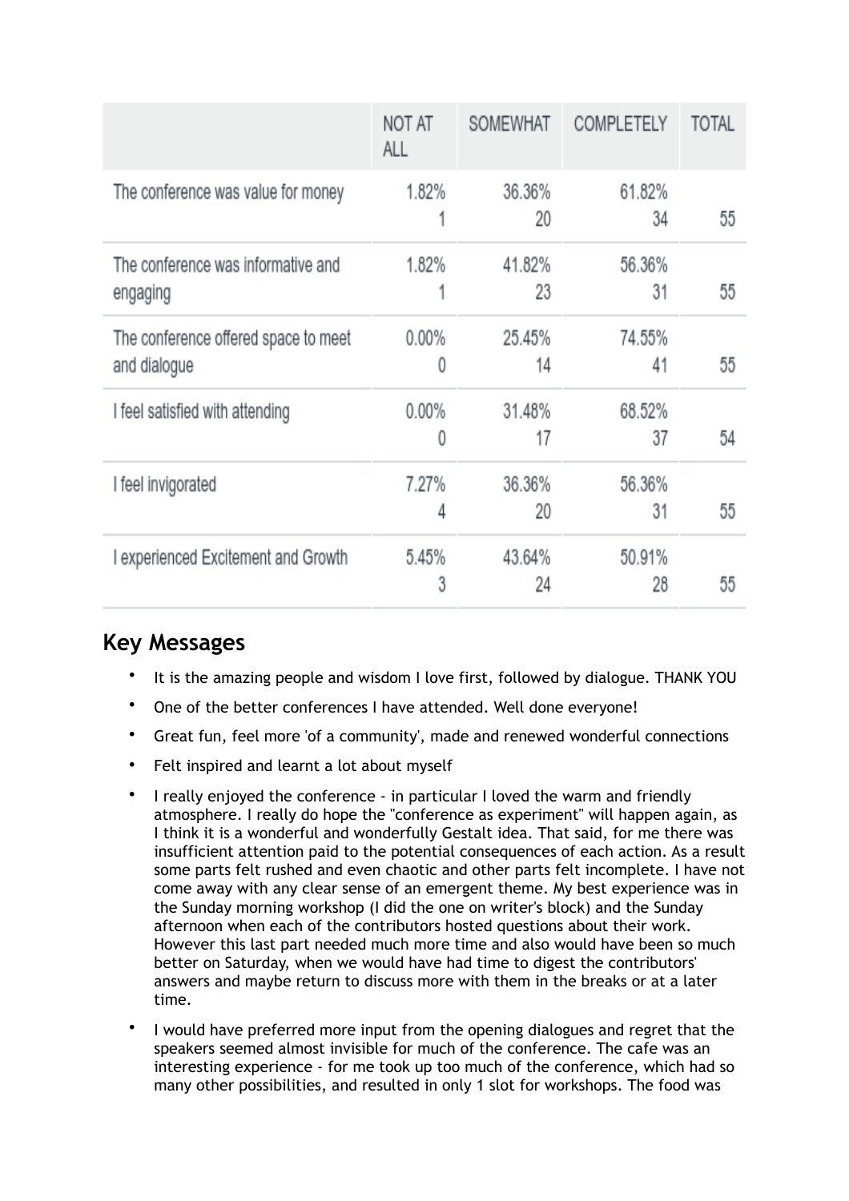| | NOT AT ALL | SOMEWHAT | COMPLETELY | TOTAL |
|---|---|---|---|---|
| The conference was value for money | 1.82%<br>1 | 36.36%<br>20 | 61.82%<br>34 | 55 |
| The conference was informative and engaging | 1.82%<br>1 | 41.82%<br>23 | 56.36%<br>31 | 55 |
| The conference offered space to meet and dialogue | 0.00%<br>0 | 25.45%<br>14 | 74.55%<br>41 | 55 |
| I feel satisfied with attending | 0.00%<br>0 | 31.48%<br>17 | 68.52%<br>37 | 54 |
| I feel invigorated | 7.27%<br>4 | 36.36%<br>20 | 56.36%<br>31 | 55 |
| I experienced Excitement and Growth | 5.45%<br>3 | 43.64%<br>24 | 50.91%<br>28 | 55 |

## Key Messages

- It is the amazing people and wisdom I love first, followed by dialogue. THANK YOU
- One of the better conferences I have attended. Well done everyone!
- Great fun, feel more 'of a community', made and renewed wonderful connections
- Felt inspired and learnt a lot about myself
- I really enjoyed the conference - in particular I loved the warm and friendly atmosphere. I really do hope the "conference as experiment" will happen again, as I think it is a wonderful and wonderfully Gestalt idea. That said, for me there was insufficient attention paid to the potential consequences of each action. As a result some parts felt rushed and even chaotic and other parts felt incomplete. I have not come away with any clear sense of an emergent theme. My best experience was in the Sunday morning workshop (I did the one on writer's block) and the Sunday afternoon when each of the contributors hosted questions about their work. However this last part needed much more time and also would have been so much better on Saturday, when we would have had time to digest the contributors' answers and maybe return to discuss more with them in the breaks or at a later time.
- I would have preferred more input from the opening dialogues and regret that the speakers seemed almost invisible for much of the conference. The cafe was an interesting experience - for me took up too much of the conference, which had so many other possibilities, and resulted in only 1 slot for workshops. The food was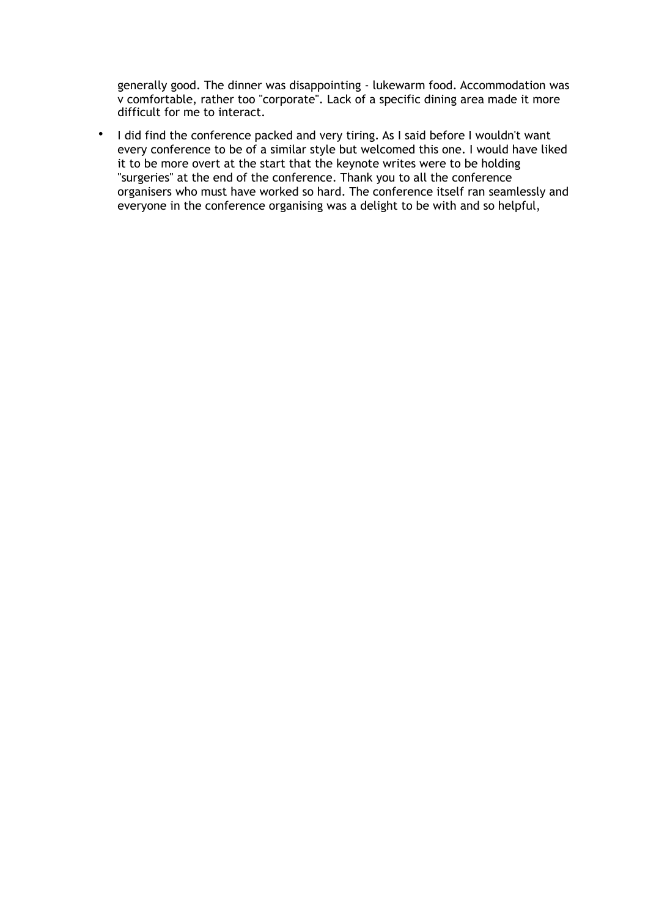generally good. The dinner was disappointing - lukewarm food. Accommodation was v comfortable, rather too "corporate". Lack of a specific dining area made it more difficult for me to interact.

- I did find the conference packed and very tiring. As I said before I wouldn't want every conference to be of a similar style but welcomed this one. I would have liked it to be more overt at the start that the keynote writes were to be holding "surgeries" at the end of the conference. Thank you to all the conference organisers who must have worked so hard. The conference itself ran seamlessly and everyone in the conference organising was a delight to be with and so helpful,